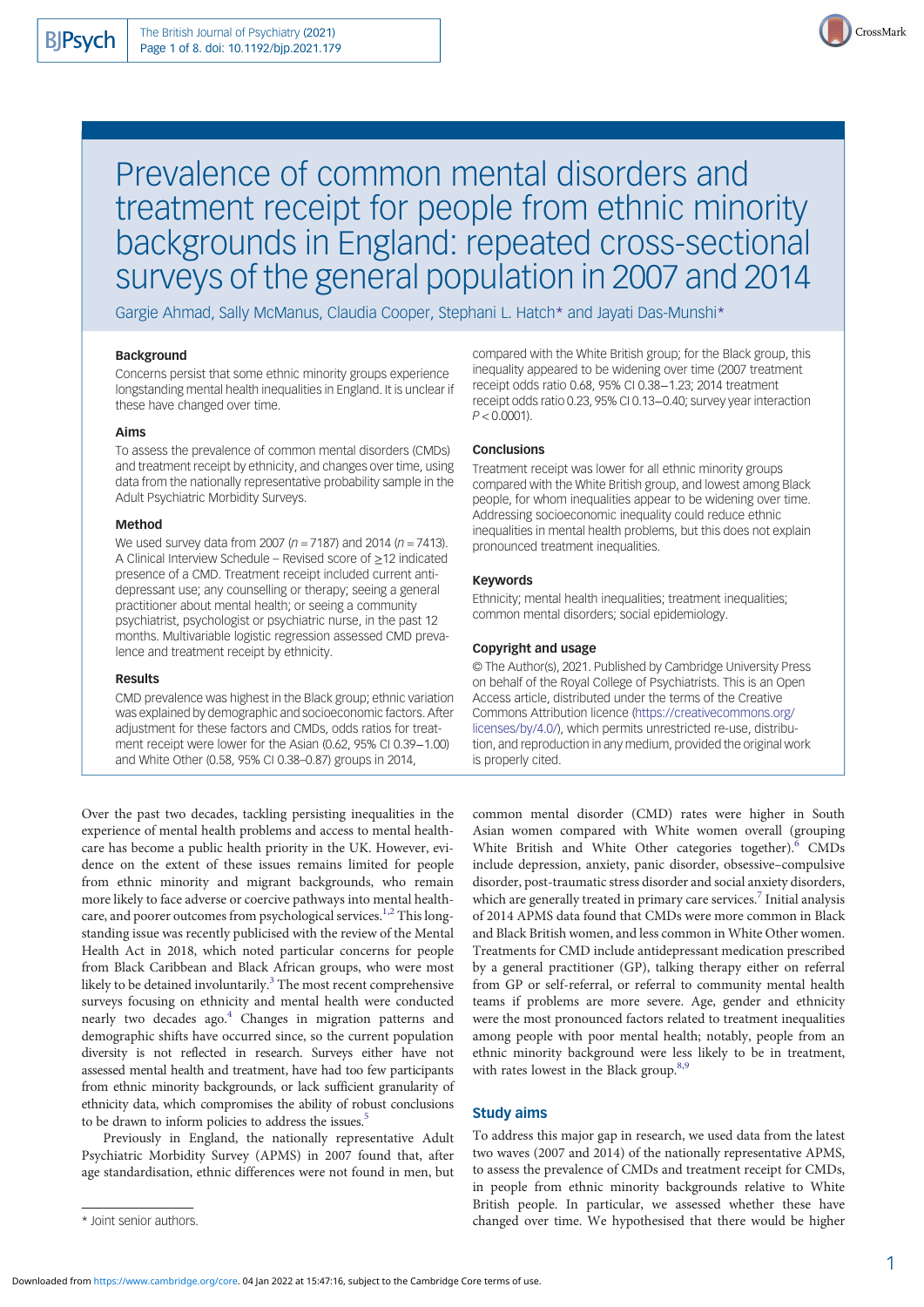# Prevalence of common mental disorders and treatment receipt for people from ethnic minority backgrounds in England: repeated cross-sectional surveys of the general population in 2007 and 2014

Gargie Ahmad, Sally McManus, Claudia Cooper, Stephani L. Hatch* and Jayati Das-Munshi*

### Background

Concerns persist that some ethnic minority groups experience longstanding mental health inequalities in England. It is unclear if these have changed over time.

### Aims

To assess the prevalence of common mental disorders (CMDs) and treatment receipt by ethnicity, and changes over time, using data from the nationally representative probability sample in the Adult Psychiatric Morbidity Surveys.

### Method

We used survey data from 2007 ($n = 7187$) and 2014 ($n = 7413$). A Clinical Interview Schedule – Revised score of $\geq 12$ indicated presence of a CMD. Treatment receipt included current antidepressant use; any counselling or therapy; seeing a general practitioner about mental health; or seeing a community psychiatrist, psychologist or psychiatric nurse, in the past 12 months. Multivariable logistic regression assessed CMD prevalence and treatment receipt by ethnicity.

### Results

CMD prevalence was highest in the Black group; ethnic variation was explained by demographic and socioeconomic factors. After adjustment for these factors and CMDs, odds ratios for treatment receipt were lower for the Asian (0.62, 95% CI 0.39–1.00) and White Other (0.58, 95% CI 0.38–0.87) groups in 2014, compared with the White British group; for the Black group, this inequality appeared to be widening over time (2007 treatment receipt odds ratio 0.68, 95% CI 0.38–1.23; 2014 treatment receipt odds ratio 0.23, 95% CI 0.13–0.40; survey year interaction $P < 0.0001$).

### Conclusions

Treatment receipt was lower for all ethnic minority groups compared with the White British group, and lowest among Black people, for whom inequalities appear to be widening over time. Addressing socioeconomic inequality could reduce ethnic inequalities in mental health problems, but this does not explain pronounced treatment inequalities.

### Keywords

Ethnicity; mental health inequalities; treatment inequalities; common mental disorders; social epidemiology.

### Copyright and usage

© The Author(s), 2021. Published by Cambridge University Press on behalf of the Royal College of Psychiatrists. This is an Open Access article, distributed under the terms of the Creative Commons Attribution licence (https://creativecommons.org/licenses/by/4.0/), which permits unrestricted re-use, distribution, and reproduction in any medium, provided the original work is properly cited.

Over the past two decades, tackling persisting inequalities in the experience of mental health problems and access to mental healthcare has become a public health priority in the UK. However, evidence on the extent of these issues remains limited for people from ethnic minority and migrant backgrounds, who remain more likely to face adverse or coercive pathways into mental healthcare, and poorer outcomes from psychological services.[1,2] This longstanding issue was recently publicised with the review of the Mental Health Act in 2018, which noted particular concerns for people from Black Caribbean and Black African groups, who were most likely to be detained involuntarily.[3] The most recent comprehensive surveys focusing on ethnicity and mental health were conducted nearly two decades ago.[4] Changes in migration patterns and demographic shifts have occurred since, so the current population diversity is not reflected in research. Surveys either have not assessed mental health and treatment, have had too few participants from ethnic minority backgrounds, or lack sufficient granularity of ethnicity data, which compromises the ability of robust conclusions to be drawn to inform policies to address the issues.[5]

Previously in England, the nationally representative Adult Psychiatric Morbidity Survey (APMS) in 2007 found that, after age standardisation, ethnic differences were not found in men, but common mental disorder (CMD) rates were higher in South Asian women compared with White women overall (grouping White British and White Other categories together).[6] CMDs include depression, anxiety, panic disorder, obsessive–compulsive disorder, post-traumatic stress disorder and social anxiety disorders, which are generally treated in primary care services.[7] Initial analysis of 2014 APMS data found that CMDs were more common in Black and Black British women, and less common in White Other women. Treatments for CMD include antidepressant medication prescribed by a general practitioner (GP), talking therapy either on referral from GP or self-referral, or referral to community mental health teams if problems are more severe. Age, gender and ethnicity were the most pronounced factors related to treatment inequalities among people with poor mental health; notably, people from an ethnic minority background were less likely to be in treatment, with rates lowest in the Black group.[8,9]

## Study aims

To address this major gap in research, we used data from the latest two waves (2007 and 2014) of the nationally representative APMS, to assess the prevalence of CMDs and treatment receipt for CMDs, in people from ethnic minority backgrounds relative to White British people. In particular, we assessed whether these have changed over time. We hypothesised that there would be higher

\* Joint senior authors.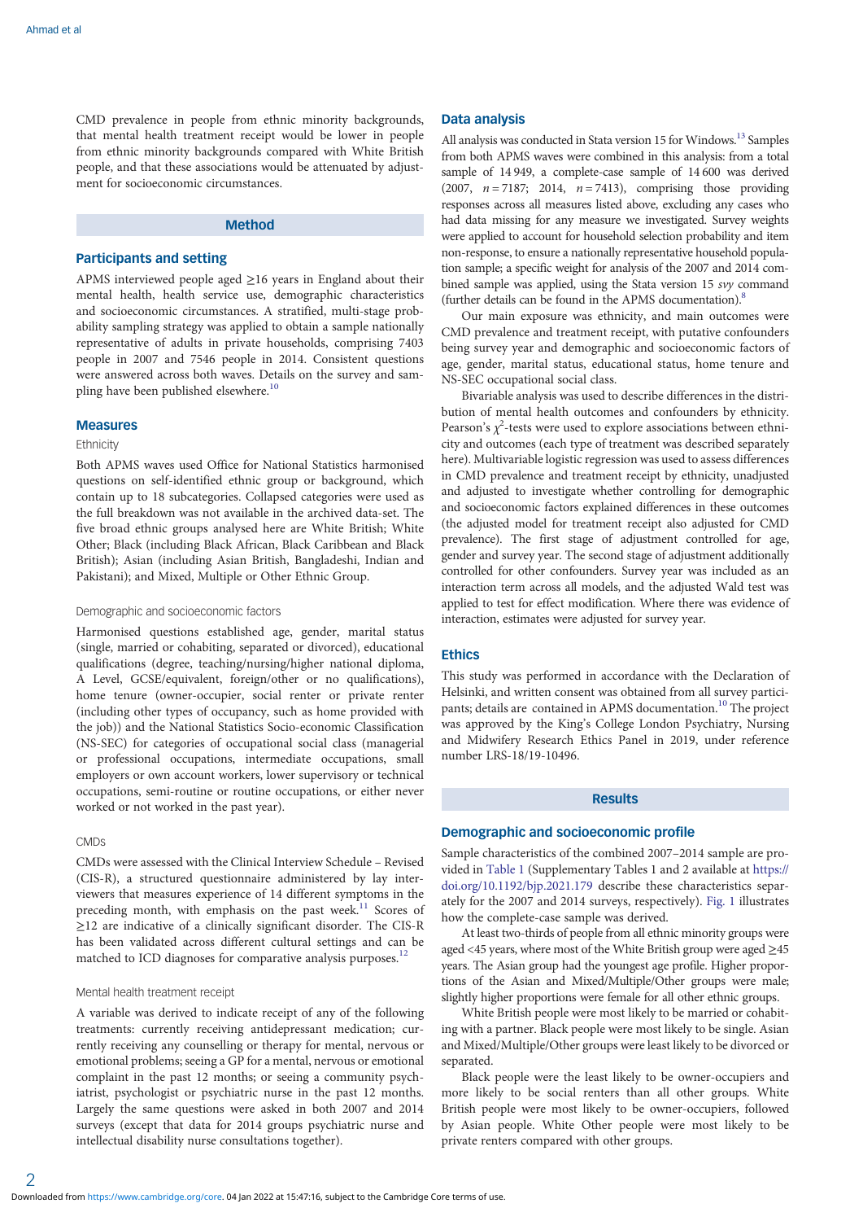CMD prevalence in people from ethnic minority backgrounds, that mental health treatment receipt would be lower in people from ethnic minority backgrounds compared with White British people, and that these associations would be attenuated by adjustment for socioeconomic circumstances.

## Method

### Participants and setting

APMS interviewed people aged ≥16 years in England about their mental health, health service use, demographic characteristics and socioeconomic circumstances. A stratified, multi-stage probability sampling strategy was applied to obtain a sample nationally representative of adults in private households, comprising 7403 people in 2007 and 7546 people in 2014. Consistent questions were answered across both waves. Details on the survey and sampling have been published elsewhere.[10]

### Measures

#### Ethnicity

Both APMS waves used Office for National Statistics harmonised questions on self-identified ethnic group or background, which contain up to 18 subcategories. Collapsed categories were used as the full breakdown was not available in the archived data-set. The five broad ethnic groups analysed here are White British; White Other; Black (including Black African, Black Caribbean and Black British); Asian (including Asian British, Bangladeshi, Indian and Pakistani); and Mixed, Multiple or Other Ethnic Group.

#### Demographic and socioeconomic factors

Harmonised questions established age, gender, marital status (single, married or cohabiting, separated or divorced), educational qualifications (degree, teaching/nursing/higher national diploma, A Level, GCSE/equivalent, foreign/other or no qualifications), home tenure (owner-occupier, social renter or private renter (including other types of occupancy, such as home provided with the job)) and the National Statistics Socio-economic Classification (NS-SEC) for categories of occupational social class (managerial or professional occupations, intermediate occupations, small employers or own account workers, lower supervisory or technical occupations, semi-routine or routine occupations, or either never worked or not worked in the past year).

#### CMDs

CMDs were assessed with the Clinical Interview Schedule – Revised (CIS-R), a structured questionnaire administered by lay interviewers that measures experience of 14 different symptoms in the preceding month, with emphasis on the past week.[11] Scores of ≥12 are indicative of a clinically significant disorder. The CIS-R has been validated across different cultural settings and can be matched to ICD diagnoses for comparative analysis purposes.[12]

#### Mental health treatment receipt

A variable was derived to indicate receipt of any of the following treatments: currently receiving antidepressant medication; currently receiving any counselling or therapy for mental, nervous or emotional problems; seeing a GP for a mental, nervous or emotional complaint in the past 12 months; or seeing a community psychiatrist, psychologist or psychiatric nurse in the past 12 months. Largely the same questions were asked in both 2007 and 2014 surveys (except that data for 2014 groups psychiatric nurse and intellectual disability nurse consultations together).

### Data analysis

All analysis was conducted in Stata version 15 for Windows.[13] Samples from both APMS waves were combined in this analysis: from a total sample of 14 949, a complete-case sample of 14 600 was derived (2007, $n = 7187$; 2014, $n = 7413$), comprising those providing responses across all measures listed above, excluding any cases who had data missing for any measure we investigated. Survey weights were applied to account for household selection probability and item non-response, to ensure a nationally representative household population sample; a specific weight for analysis of the 2007 and 2014 combined sample was applied, using the Stata version 15 *svy* command (further details can be found in the APMS documentation).[8]

Our main exposure was ethnicity, and main outcomes were CMD prevalence and treatment receipt, with putative confounders being survey year and demographic and socioeconomic factors of age, gender, marital status, educational status, home tenure and NS-SEC occupational social class.

Bivariable analysis was used to describe differences in the distribution of mental health outcomes and confounders by ethnicity. Pearson's $\chi^2$-tests were used to explore associations between ethnicity and outcomes (each type of treatment was described separately here). Multivariable logistic regression was used to assess differences in CMD prevalence and treatment receipt by ethnicity, unadjusted and adjusted to investigate whether controlling for demographic and socioeconomic factors explained differences in these outcomes (the adjusted model for treatment receipt also adjusted for CMD prevalence). The first stage of adjustment controlled for age, gender and survey year. The second stage of adjustment additionally controlled for other confounders. Survey year was included as an interaction term across all models, and the adjusted Wald test was applied to test for effect modification. Where there was evidence of interaction, estimates were adjusted for survey year.

### Ethics

This study was performed in accordance with the Declaration of Helsinki, and written consent was obtained from all survey participants; details are contained in APMS documentation.[10] The project was approved by the King's College London Psychiatry, Nursing and Midwifery Research Ethics Panel in 2019, under reference number LRS-18/19-10496.

## Results

### Demographic and socioeconomic profile

Sample characteristics of the combined 2007–2014 sample are provided in Table 1 (Supplementary Tables 1 and 2 available at https://doi.org/10.1192/bjp.2021.179 describe these characteristics separately for the 2007 and 2014 surveys, respectively). Fig. 1 illustrates how the complete-case sample was derived.

At least two-thirds of people from all ethnic minority groups were aged <45 years, where most of the White British group were aged ≥45 years. The Asian group had the youngest age profile. Higher proportions of the Asian and Mixed/Multiple/Other groups were male; slightly higher proportions were female for all other ethnic groups.

White British people were most likely to be married or cohabiting with a partner. Black people were most likely to be single. Asian and Mixed/Multiple/Other groups were least likely to be divorced or separated.

Black people were the least likely to be owner-occupiers and more likely to be social renters than all other groups. White British people were most likely to be owner-occupiers, followed by Asian people. White Other people were most likely to be private renters compared with other groups.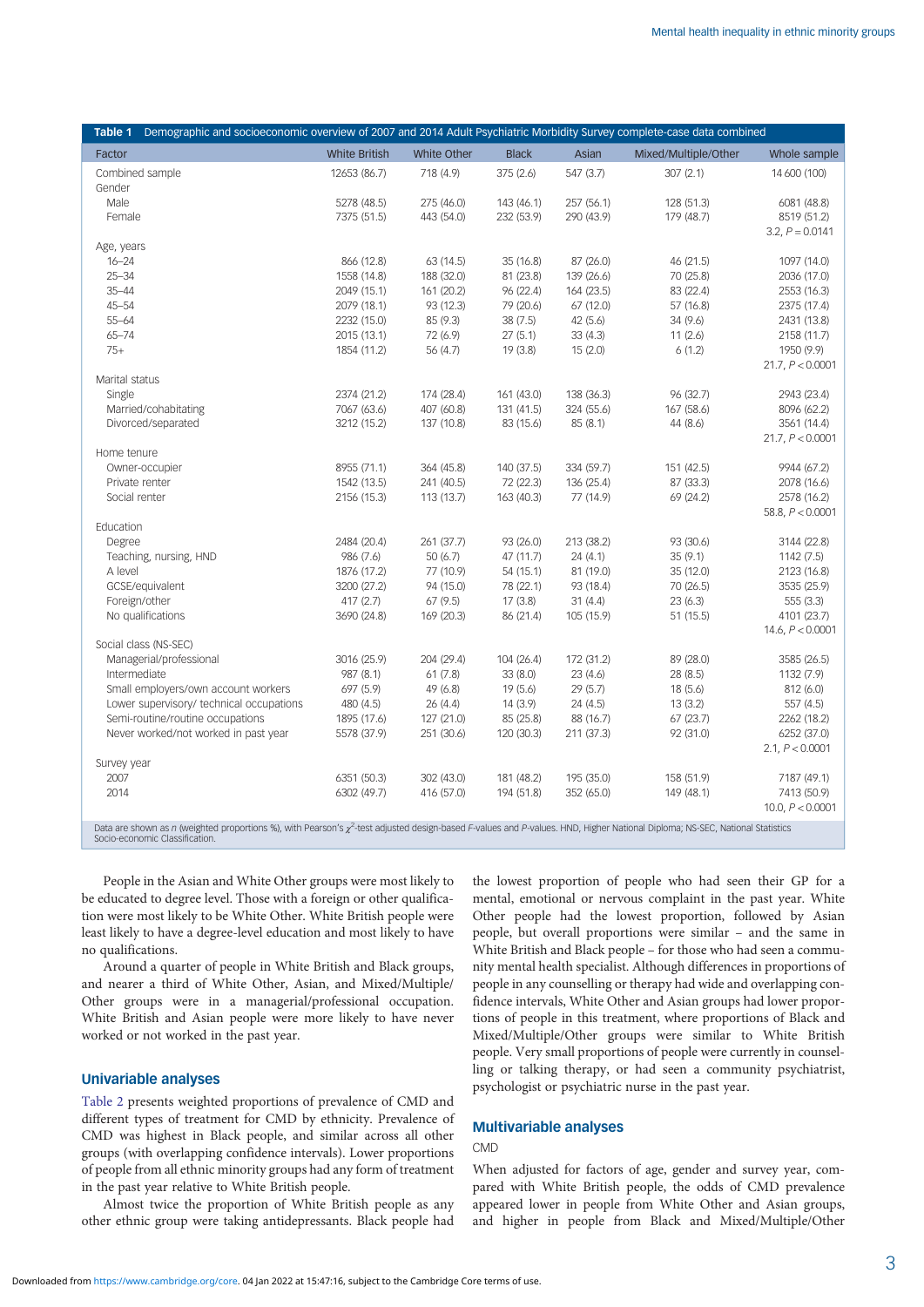**Table 1** Demographic and socioeconomic overview of 2007 and 2014 Adult Psychiatric Morbidity Survey complete-case data combined

| Factor | White British | White Other | Black | Asian | Mixed/Multiple/Other | Whole sample |
|---|---|---|---|---|---|---|
| Combined sample | 12653 (86.7) | 718 (4.9) | 375 (2.6) | 547 (3.7) | 307 (2.1) | 14 600 (100) |
| Gender | | | | | | |
| Male | 5278 (48.5) | 275 (46.0) | 143 (46.1) | 257 (56.1) | 128 (51.3) | 6081 (48.8) |
| Female | 7375 (51.5) | 443 (54.0) | 232 (53.9) | 290 (43.9) | 179 (48.7) | 8519 (51.2) |
| | | | | | | 3.2, $P = 0.0141$ |
| Age, years | | | | | | |
| 16–24 | 866 (12.8) | 63 (14.5) | 35 (16.8) | 87 (26.0) | 46 (21.5) | 1097 (14.0) |
| 25–34 | 1558 (14.8) | 188 (32.0) | 81 (23.8) | 139 (26.6) | 70 (25.8) | 2036 (17.0) |
| 35–44 | 2049 (15.1) | 161 (20.2) | 96 (22.4) | 164 (23.5) | 83 (22.4) | 2553 (16.3) |
| 45–54 | 2079 (18.1) | 93 (12.3) | 79 (20.6) | 67 (12.0) | 57 (16.8) | 2375 (17.4) |
| 55–64 | 2232 (15.0) | 85 (9.3) | 38 (7.5) | 42 (5.6) | 34 (9.6) | 2431 (13.8) |
| 65–74 | 2015 (13.1) | 72 (6.9) | 27 (5.1) | 33 (4.3) | 11 (2.6) | 2158 (11.7) |
| 75+ | 1854 (11.2) | 56 (4.7) | 19 (3.8) | 15 (2.0) | 6 (1.2) | 1950 (9.9) |
| | | | | | | 21.7, $P < 0.0001$ |
| Marital status | | | | | | |
| Single | 2374 (21.2) | 174 (28.4) | 161 (43.0) | 138 (36.3) | 96 (32.7) | 2943 (23.4) |
| Married/cohabitating | 7067 (63.6) | 407 (60.8) | 131 (41.5) | 324 (55.6) | 167 (58.6) | 8096 (62.2) |
| Divorced/separated | 3212 (15.2) | 137 (10.8) | 83 (15.6) | 85 (8.1) | 44 (8.6) | 3561 (14.4) |
| | | | | | | 21.7, $P < 0.0001$ |
| Home tenure | | | | | | |
| Owner-occupier | 8955 (71.1) | 364 (45.8) | 140 (37.5) | 334 (59.7) | 151 (42.5) | 9944 (67.2) |
| Private renter | 1542 (13.5) | 241 (40.5) | 72 (22.3) | 136 (25.4) | 87 (33.3) | 2078 (16.6) |
| Social renter | 2156 (15.3) | 113 (13.7) | 163 (40.3) | 77 (14.9) | 69 (24.2) | 2578 (16.2) |
| | | | | | | 58.8, $P < 0.0001$ |
| Education | | | | | | |
| Degree | 2484 (20.4) | 261 (37.7) | 93 (26.0) | 213 (38.2) | 93 (30.6) | 3144 (22.8) |
| Teaching, nursing, HND | 986 (7.6) | 50 (6.7) | 47 (11.7) | 24 (4.1) | 35 (9.1) | 1142 (7.5) |
| A level | 1876 (17.2) | 77 (10.9) | 54 (15.1) | 81 (19.0) | 35 (12.0) | 2123 (16.8) |
| GCSE/equivalent | 3200 (27.2) | 94 (15.0) | 78 (22.1) | 93 (18.4) | 70 (26.5) | 3535 (25.9) |
| Foreign/other | 417 (2.7) | 67 (9.5) | 17 (3.8) | 31 (4.4) | 23 (6.3) | 555 (3.3) |
| No qualifications | 3690 (24.8) | 169 (20.3) | 86 (21.4) | 105 (15.9) | 51 (15.5) | 4101 (23.7) |
| | | | | | | 14.6, $P < 0.0001$ |
| Social class (NS-SEC) | | | | | | |
| Managerial/professional | 3016 (25.9) | 204 (29.4) | 104 (26.4) | 172 (31.2) | 89 (28.0) | 3585 (26.5) |
| Intermediate | 987 (8.1) | 61 (7.8) | 33 (8.0) | 23 (4.6) | 28 (8.5) | 1132 (7.9) |
| Small employers/own account workers | 697 (5.9) | 49 (6.8) | 19 (5.6) | 29 (5.7) | 18 (5.6) | 812 (6.0) |
| Lower supervisory/ technical occupations | 480 (4.5) | 26 (4.4) | 14 (3.9) | 24 (4.5) | 13 (3.2) | 557 (4.5) |
| Semi-routine/routine occupations | 1895 (17.6) | 127 (21.0) | 85 (25.8) | 88 (16.7) | 67 (23.7) | 2262 (18.2) |
| Never worked/not worked in past year | 5578 (37.9) | 251 (30.6) | 120 (30.3) | 211 (37.3) | 92 (31.0) | 6252 (37.0) |
| | | | | | | 2.1, $P < 0.0001$ |
| Survey year | | | | | | |
| 2007 | 6351 (50.3) | 302 (43.0) | 181 (48.2) | 195 (35.0) | 158 (51.9) | 7187 (49.1) |
| 2014 | 6302 (49.7) | 416 (57.0) | 194 (51.8) | 352 (65.0) | 149 (48.1) | 7413 (50.9) |
| | | | | | | 10.0, $P < 0.0001$ |

Data are shown as *n* (weighted proportions %), with Pearson's $\chi^2$-test adjusted design-based *F*-values and *P*-values. HND, Higher National Diploma; NS-SEC, National Statistics Socio-economic Classification.

People in the Asian and White Other groups were most likely to be educated to degree level. Those with a foreign or other qualification were most likely to be White Other. White British people were least likely to have a degree-level education and most likely to have no qualifications.

Around a quarter of people in White British and Black groups, and nearer a third of White Other, Asian, and Mixed/Multiple/Other groups were in a managerial/professional occupation. White British and Asian people were more likely to have never worked or not worked in the past year.

## Univariable analyses

Table 2 presents weighted proportions of prevalence of CMD and different types of treatment for CMD by ethnicity. Prevalence of CMD was highest in Black people, and similar across all other groups (with overlapping confidence intervals). Lower proportions of people from all ethnic minority groups had any form of treatment in the past year relative to White British people.

Almost twice the proportion of White British people as any other ethnic group were taking antidepressants. Black people had the lowest proportion of people who had seen their GP for a mental, emotional or nervous complaint in the past year. White Other people had the lowest proportion, followed by Asian people, but overall proportions were similar – and the same in White British and Black people – for those who had seen a community mental health specialist. Although differences in proportions of people in any counselling or therapy had wide and overlapping confidence intervals, White Other and Asian groups had lower proportions of people in this treatment, where proportions of Black and Mixed/Multiple/Other groups were similar to White British people. Very small proportions of people were currently in counselling or talking therapy, or had seen a community psychiatrist, psychologist or psychiatric nurse in the past year.

## Multivariable analyses

### CMD

When adjusted for factors of age, gender and survey year, compared with White British people, the odds of CMD prevalence appeared lower in people from White Other and Asian groups, and higher in people from Black and Mixed/Multiple/Other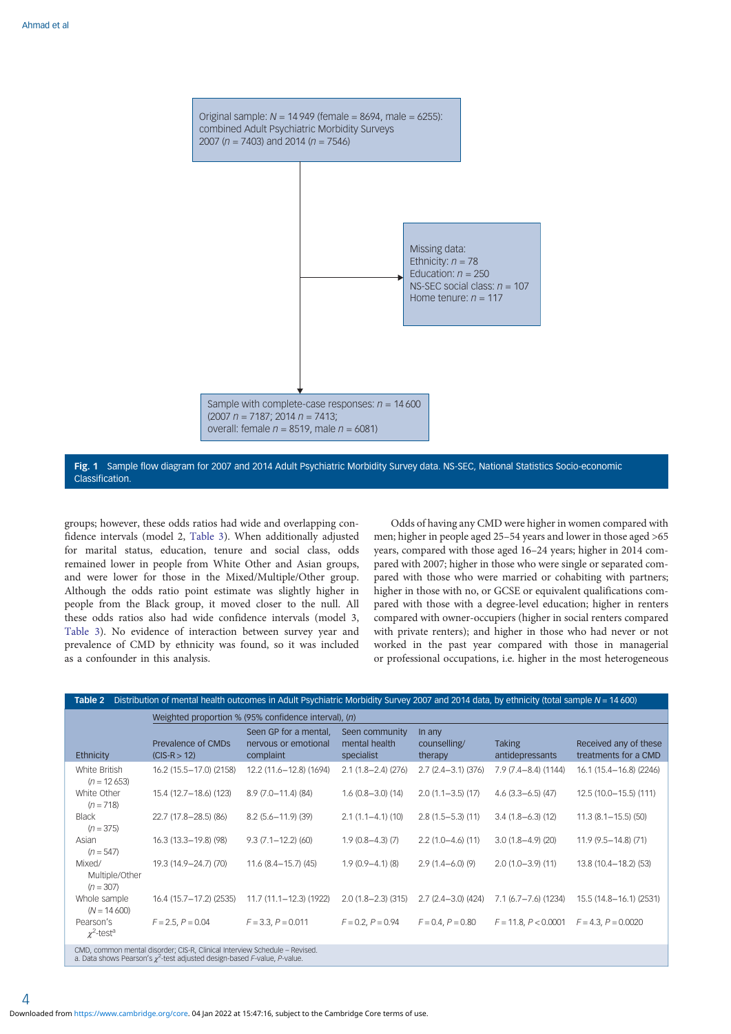Original sample: $N$ = 14 949 (female = 8694, male = 6255): combined Adult Psychiatric Morbidity Surveys 2007 ($n$ = 7403) and 2014 ($n$ = 7546)

Missing data:
Ethnicity: $n$ = 78
Education: $n$ = 250
NS-SEC social class: $n$ = 107
Home tenure: $n$ = 117

Sample with complete-case responses: $n$ = 14 600 (2007 $n$ = 7187; 2014 $n$ = 7413; overall: female $n$ = 8519, male $n$ = 6081)

**Fig. 1** Sample flow diagram for 2007 and 2014 Adult Psychiatric Morbidity Survey data. NS-SEC, National Statistics Socio-economic Classification.

groups; however, these odds ratios had wide and overlapping confidence intervals (model 2, Table 3). When additionally adjusted for marital status, education, tenure and social class, odds remained lower in people from White Other and Asian groups, and were lower for those in the Mixed/Multiple/Other group. Although the odds ratio point estimate was slightly higher in people from the Black group, it moved closer to the null. All these odds ratios also had wide confidence intervals (model 3, Table 3). No evidence of interaction between survey year and prevalence of CMD by ethnicity was found, so it was included as a confounder in this analysis.

Odds of having any CMD were higher in women compared with men; higher in people aged 25–54 years and lower in those aged >65 years, compared with those aged 16–24 years; higher in 2014 compared with 2007; higher in those who were single or separated compared with those who were married or cohabiting with partners; higher in those with no, or GCSE or equivalent qualifications compared with those with a degree-level education; higher in renters compared with owner-occupiers (higher in social renters compared with private renters); and higher in those who had never or not worked in the past year compared with those in managerial or professional occupations, i.e. higher in the most heterogeneous

**Table 2** Distribution of mental health outcomes in Adult Psychiatric Morbidity Survey 2007 and 2014 data, by ethnicity (total sample $N$ = 14 600)

| | Weighted proportion % (95% confidence interval), ($n$) | | | | | |
|---|---|---|---|---|---|---|
| Ethnicity | Prevalence of CMDs (CIS-R > 12) | Seen GP for a mental, nervous or emotional complaint | Seen community mental health specialist | In any counselling/ therapy | Taking antidepressants | Received any of these treatments for a CMD |
| White British ($n$ = 12 653) | 16.2 (15.5–17.0) (2158) | 12.2 (11.6–12.8) (1694) | 2.1 (1.8–2.4) (276) | 2.7 (2.4–3.1) (376) | 7.9 (7.4–8.4) (1144) | 16.1 (15.4–16.8) (2246) |
| White Other ($n$ = 718) | 15.4 (12.7–18.6) (123) | 8.9 (7.0–11.4) (84) | 1.6 (0.8–3.0) (14) | 2.0 (1.1–3.5) (17) | 4.6 (3.3–6.5) (47) | 12.5 (10.0–15.5) (111) |
| Black ($n$ = 375) | 22.7 (17.8–28.5) (86) | 8.2 (5.6–11.9) (39) | 2.1 (1.1–4.1) (10) | 2.8 (1.5–5.3) (11) | 3.4 (1.8–6.3) (12) | 11.3 (8.1–15.5) (50) |
| Asian ($n$ = 547) | 16.3 (13.3–19.8) (98) | 9.3 (7.1–12.2) (60) | 1.9 (0.8–4.3) (7) | 2.2 (1.0–4.6) (11) | 3.0 (1.8–4.9) (20) | 11.9 (9.5–14.8) (71) |
| Mixed/ Multiple/Other ($n$ = 307) | 19.3 (14.9–24.7) (70) | 11.6 (8.4–15.7) (45) | 1.9 (0.9–4.1) (8) | 2.9 (1.4–6.0) (9) | 2.0 (1.0–3.9) (11) | 13.8 (10.4–18.2) (53) |
| Whole sample ($N$ = 14 600) | 16.4 (15.7–17.2) (2535) | 11.7 (11.1–12.3) (1922) | 2.0 (1.8–2.3) (315) | 2.7 (2.4–3.0) (424) | 7.1 (6.7–7.6) (1234) | 15.5 (14.8–16.1) (2531) |
| Pearson's $\chi^2$-test[a] | $F$ = 2.5, $P$ = 0.04 | $F$ = 3.3, $P$ = 0.011 | $F$ = 0.2, $P$ = 0.94 | $F$ = 0.4, $P$ = 0.80 | $F$ = 11.8, $P$ < 0.0001 | $F$ = 4.3, $P$ = 0.0020 |

CMD, common mental disorder; CIS-R, Clinical Interview Schedule – Revised.
a. Data shows Pearson's $\chi^2$-test adjusted design-based $F$-value, $P$-value.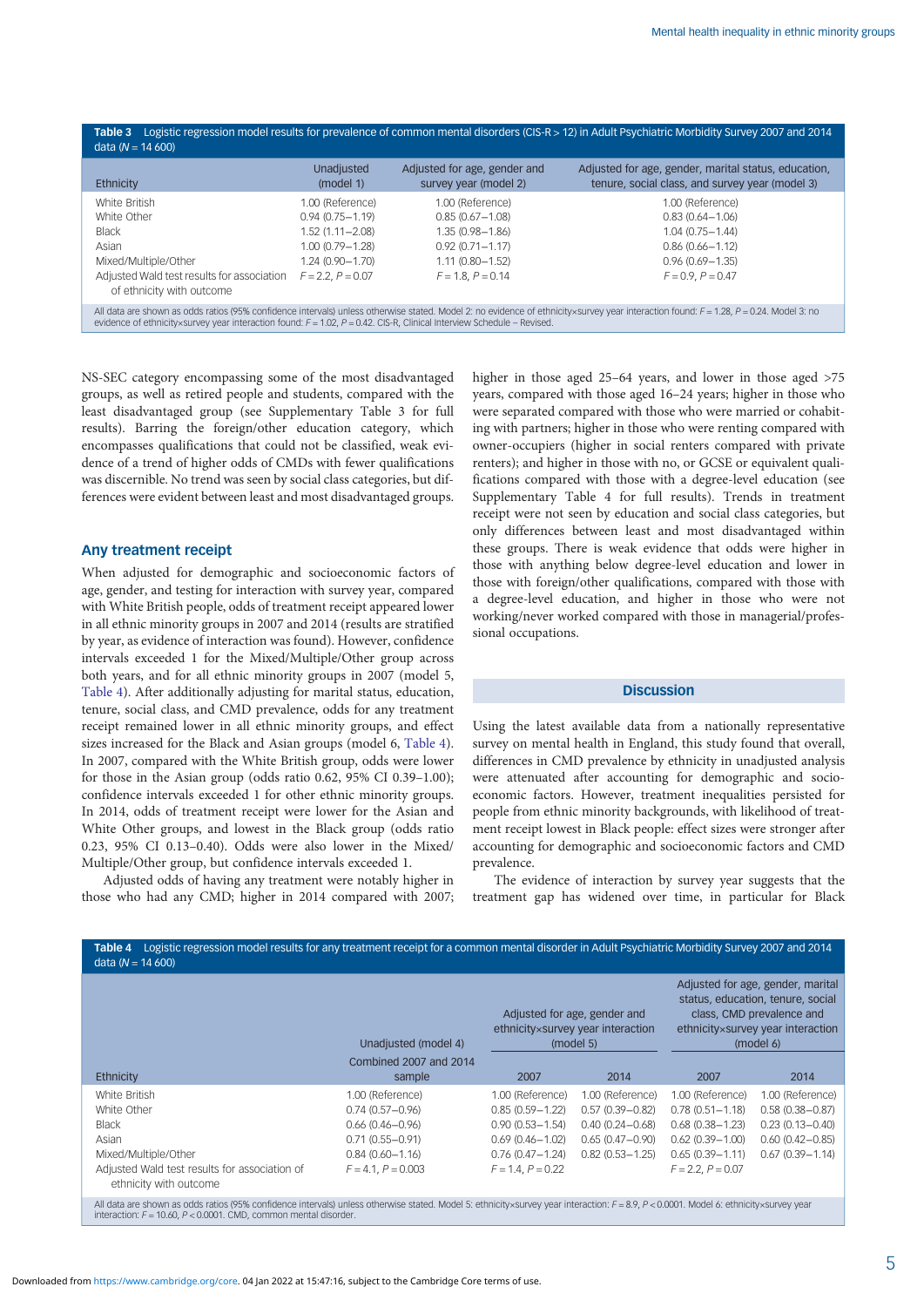**Table 3** Logistic regression model results for prevalence of common mental disorders (CIS-R > 12) in Adult Psychiatric Morbidity Survey 2007 and 2014 data (N = 14 600)

| Ethnicity | Unadjusted (model 1) | Adjusted for age, gender and survey year (model 2) | Adjusted for age, gender, marital status, education, tenure, social class, and survey year (model 3) |
|---|---|---|---|
| White British | 1.00 (Reference) | 1.00 (Reference) | 1.00 (Reference) |
| White Other | 0.94 (0.75–1.19) | 0.85 (0.67–1.08) | 0.83 (0.64–1.06) |
| Black | 1.52 (1.11–2.08) | 1.35 (0.98–1.86) | 1.04 (0.75–1.44) |
| Asian | 1.00 (0.79–1.28) | 0.92 (0.71–1.17) | 0.86 (0.66–1.12) |
| Mixed/Multiple/Other | 1.24 (0.90–1.70) | 1.11 (0.80–1.52) | 0.96 (0.69–1.35) |
| Adjusted Wald test results for association of ethnicity with outcome | $F = 2.2$, $P = 0.07$ | $F = 1.8$, $P = 0.14$ | $F = 0.9$, $P = 0.47$ |

All data are shown as odds ratios (95% confidence intervals) unless otherwise stated. Model 2: no evidence of ethnicity×survey year interaction found: $F = 1.28$, $P = 0.24$. Model 3: no evidence of ethnicity×survey year interaction found: $F = 1.02$, $P = 0.42$. CIS-R, Clinical Interview Schedule – Revised.

NS-SEC category encompassing some of the most disadvantaged groups, as well as retired people and students, compared with the least disadvantaged group (see Supplementary Table 3 for full results). Barring the foreign/other education category, which encompasses qualifications that could not be classified, weak evidence of a trend of higher odds of CMDs with fewer qualifications was discernible. No trend was seen by social class categories, but differences were evident between least and most disadvantaged groups.

## Any treatment receipt

When adjusted for demographic and socioeconomic factors of age, gender, and testing for interaction with survey year, compared with White British people, odds of treatment receipt appeared lower in all ethnic minority groups in 2007 and 2014 (results are stratified by year, as evidence of interaction was found). However, confidence intervals exceeded 1 for the Mixed/Multiple/Other group across both years, and for all ethnic minority groups in 2007 (model 5, Table 4). After additionally adjusting for marital status, education, tenure, social class, and CMD prevalence, odds for any treatment receipt remained lower in all ethnic minority groups, and effect sizes increased for the Black and Asian groups (model 6, Table 4). In 2007, compared with the White British group, odds were lower for those in the Asian group (odds ratio 0.62, 95% CI 0.39–1.00); confidence intervals exceeded 1 for other ethnic minority groups. In 2014, odds of treatment receipt were lower for the Asian and White Other groups, and lowest in the Black group (odds ratio 0.23, 95% CI 0.13–0.40). Odds were also lower in the Mixed/Multiple/Other group, but confidence intervals exceeded 1.

Adjusted odds of having any treatment were notably higher in those who had any CMD; higher in 2014 compared with 2007; higher in those aged 25–64 years, and lower in those aged >75 years, compared with those aged 16–24 years; higher in those who were separated compared with those who were married or cohabiting with partners; higher in those who were renting compared with owner-occupiers (higher in social renters compared with private renters); and higher in those with no, or GCSE or equivalent qualifications compared with those with a degree-level education (see Supplementary Table 4 for full results). Trends in treatment receipt were not seen by education and social class categories, but only differences between least and most disadvantaged within these groups. There is weak evidence that odds were higher in those with anything below degree-level education and lower in those with foreign/other qualifications, compared with those with a degree-level education, and higher in those who were not working/never worked compared with those in managerial/professional occupations.

## Discussion

Using the latest available data from a nationally representative survey on mental health in England, this study found that overall, differences in CMD prevalence by ethnicity in unadjusted analysis were attenuated after accounting for demographic and socioeconomic factors. However, treatment inequalities persisted for people from ethnic minority backgrounds, with likelihood of treatment receipt lowest in Black people: effect sizes were stronger after accounting for demographic and socioeconomic factors and CMD prevalence.

The evidence of interaction by survey year suggests that the treatment gap has widened over time, in particular for Black

**Table 4** Logistic regression model results for any treatment receipt for a common mental disorder in Adult Psychiatric Morbidity Survey 2007 and 2014 data (N = 14 600)

| Ethnicity | Unadjusted (model 4) | Adjusted for age, gender and ethnicity×survey year interaction (model 5) | | Adjusted for age, gender, marital status, education, tenure, social class, CMD prevalence and ethnicity×survey year interaction (model 6) | |
|---|---|---|---|---|---|
| | Combined 2007 and 2014 sample | 2007 | 2014 | 2007 | 2014 |
| White British | 1.00 (Reference) | 1.00 (Reference) | 1.00 (Reference) | 1.00 (Reference) | 1.00 (Reference) |
| White Other | 0.74 (0.57–0.96) | 0.85 (0.59–1.22) | 0.57 (0.39–0.82) | 0.78 (0.51–1.18) | 0.58 (0.38–0.87) |
| Black | 0.66 (0.46–0.96) | 0.90 (0.53–1.54) | 0.40 (0.24–0.68) | 0.68 (0.38–1.23) | 0.23 (0.13–0.40) |
| Asian | 0.71 (0.55–0.91) | 0.69 (0.46–1.02) | 0.65 (0.47–0.90) | 0.62 (0.39–1.00) | 0.60 (0.42–0.85) |
| Mixed/Multiple/Other | 0.84 (0.60–1.16) | 0.76 (0.47–1.24) | 0.82 (0.53–1.25) | 0.65 (0.39–1.11) | 0.67 (0.39–1.14) |
| Adjusted Wald test results for association of ethnicity with outcome | $F = 4.1$, $P = 0.003$ | $F = 1.4$, $P = 0.22$ | | $F = 2.2$, $P = 0.07$ | |

All data are shown as odds ratios (95% confidence intervals) unless otherwise stated. Model 5: ethnicity×survey year interaction: $F = 8.9$, $P < 0.0001$. Model 6: ethnicity×survey year interaction: $F = 10.60$, $P < 0.0001$. CMD, common mental disorder.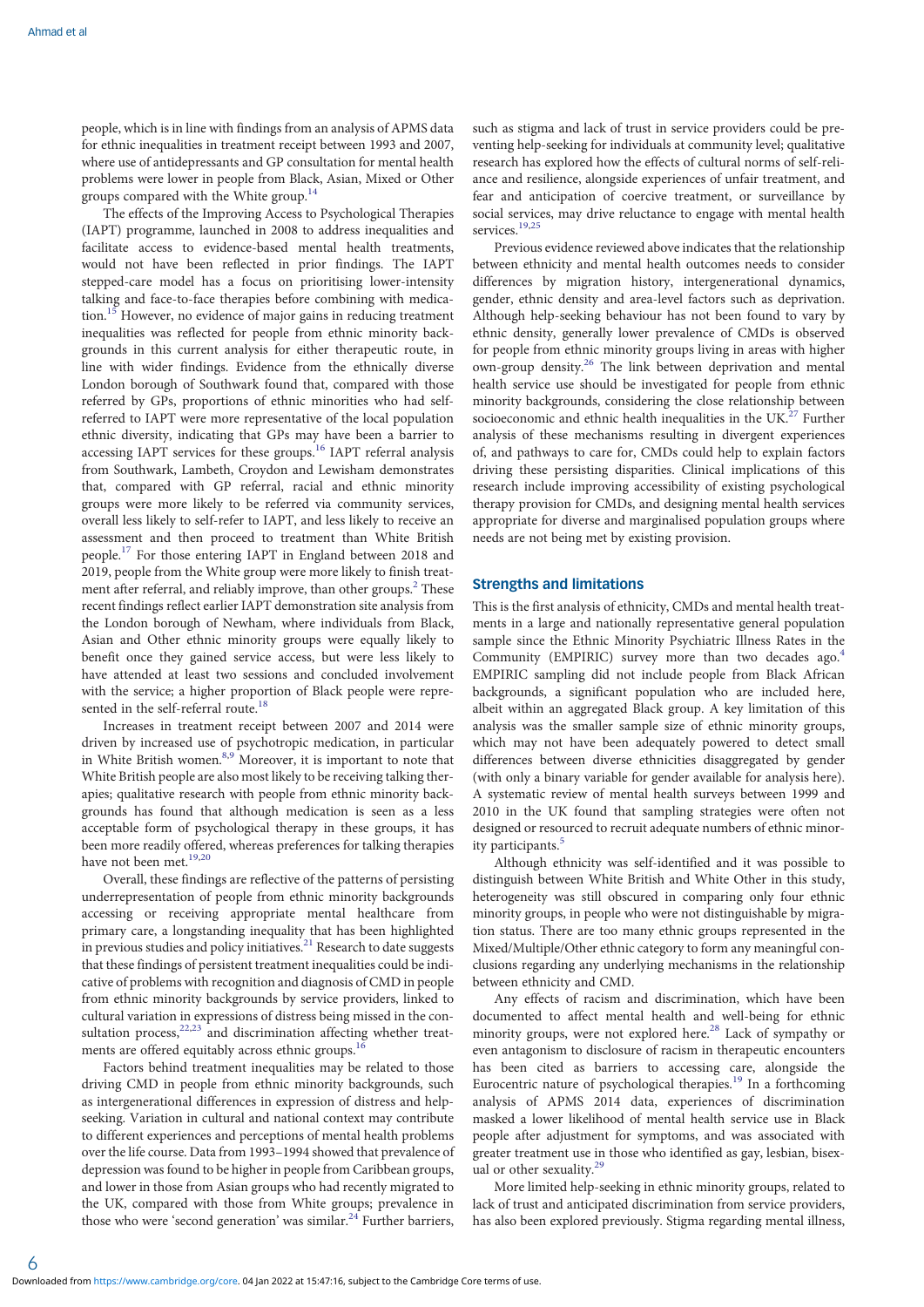people, which is in line with findings from an analysis of APMS data for ethnic inequalities in treatment receipt between 1993 and 2007, where use of antidepressants and GP consultation for mental health problems were lower in people from Black, Asian, Mixed or Other groups compared with the White group.[14]

The effects of the Improving Access to Psychological Therapies (IAPT) programme, launched in 2008 to address inequalities and facilitate access to evidence-based mental health treatments, would not have been reflected in prior findings. The IAPT stepped-care model has a focus on prioritising lower-intensity talking and face-to-face therapies before combining with medication.[15] However, no evidence of major gains in reducing treatment inequalities was reflected for people from ethnic minority backgrounds in this current analysis for either therapeutic route, in line with wider findings. Evidence from the ethnically diverse London borough of Southwark found that, compared with those referred by GPs, proportions of ethnic minorities who had self-referred to IAPT were more representative of the local population ethnic diversity, indicating that GPs may have been a barrier to accessing IAPT services for these groups.[16] IAPT referral analysis from Southwark, Lambeth, Croydon and Lewisham demonstrates that, compared with GP referral, racial and ethnic minority groups were more likely to be referred via community services, overall less likely to self-refer to IAPT, and less likely to receive an assessment and then proceed to treatment than White British people.[17] For those entering IAPT in England between 2018 and 2019, people from the White group were more likely to finish treatment after referral, and reliably improve, than other groups.[2] These recent findings reflect earlier IAPT demonstration site analysis from the London borough of Newham, where individuals from Black, Asian and Other ethnic minority groups were equally likely to benefit once they gained service access, but were less likely to have attended at least two sessions and concluded involvement with the service; a higher proportion of Black people were represented in the self-referral route.[18]

Increases in treatment receipt between 2007 and 2014 were driven by increased use of psychotropic medication, in particular in White British women.[8,9] Moreover, it is important to note that White British people are also most likely to be receiving talking therapies; qualitative research with people from ethnic minority backgrounds has found that although medication is seen as a less acceptable form of psychological therapy in these groups, it has been more readily offered, whereas preferences for talking therapies have not been met.[19,20]

Overall, these findings are reflective of the patterns of persisting underrepresentation of people from ethnic minority backgrounds accessing or receiving appropriate mental healthcare from primary care, a longstanding inequality that has been highlighted in previous studies and policy initiatives.[21] Research to date suggests that these findings of persistent treatment inequalities could be indicative of problems with recognition and diagnosis of CMD in people from ethnic minority backgrounds by service providers, linked to cultural variation in expressions of distress being missed in the consultation process,[22,23] and discrimination affecting whether treatments are offered equitably across ethnic groups.[16]

Factors behind treatment inequalities may be related to those driving CMD in people from ethnic minority backgrounds, such as intergenerational differences in expression of distress and help-seeking. Variation in cultural and national context may contribute to different experiences and perceptions of mental health problems over the life course. Data from 1993–1994 showed that prevalence of depression was found to be higher in people from Caribbean groups, and lower in those from Asian groups who had recently migrated to the UK, compared with those from White groups; prevalence in those who were 'second generation' was similar.[24] Further barriers, such as stigma and lack of trust in service providers could be preventing help-seeking for individuals at community level; qualitative research has explored how the effects of cultural norms of self-reliance and resilience, alongside experiences of unfair treatment, and fear and anticipation of coercive treatment, or surveillance by social services, may drive reluctance to engage with mental health services.[19,25]

Previous evidence reviewed above indicates that the relationship between ethnicity and mental health outcomes needs to consider differences by migration history, intergenerational dynamics, gender, ethnic density and area-level factors such as deprivation. Although help-seeking behaviour has not been found to vary by ethnic density, generally lower prevalence of CMDs is observed for people from ethnic minority groups living in areas with higher own-group density.[26] The link between deprivation and mental health service use should be investigated for people from ethnic minority backgrounds, considering the close relationship between socioeconomic and ethnic health inequalities in the UK.[27] Further analysis of these mechanisms resulting in divergent experiences of, and pathways to care for, CMDs could help to explain factors driving these persisting disparities. Clinical implications of this research include improving accessibility of existing psychological therapy provision for CMDs, and designing mental health services appropriate for diverse and marginalised population groups where needs are not being met by existing provision.

## Strengths and limitations

This is the first analysis of ethnicity, CMDs and mental health treatments in a large and nationally representative general population sample since the Ethnic Minority Psychiatric Illness Rates in the Community (EMPIRIC) survey more than two decades ago.[4] EMPIRIC sampling did not include people from Black African backgrounds, a significant population who are included here, albeit within an aggregated Black group. A key limitation of this analysis was the smaller sample size of ethnic minority groups, which may not have been adequately powered to detect small differences between diverse ethnicities disaggregated by gender (with only a binary variable for gender available for analysis here). A systematic review of mental health surveys between 1999 and 2010 in the UK found that sampling strategies were often not designed or resourced to recruit adequate numbers of ethnic minority participants.[5]

Although ethnicity was self-identified and it was possible to distinguish between White British and White Other in this study, heterogeneity was still obscured in comparing only four ethnic minority groups, in people who were not distinguishable by migration status. There are too many ethnic groups represented in the Mixed/Multiple/Other ethnic category to form any meaningful conclusions regarding any underlying mechanisms in the relationship between ethnicity and CMD.

Any effects of racism and discrimination, which have been documented to affect mental health and well-being for ethnic minority groups, were not explored here.[28] Lack of sympathy or even antagonism to disclosure of racism in therapeutic encounters has been cited as barriers to accessing care, alongside the Eurocentric nature of psychological therapies.[19] In a forthcoming analysis of APMS 2014 data, experiences of discrimination masked a lower likelihood of mental health service use in Black people after adjustment for symptoms, and was associated with greater treatment use in those who identified as gay, lesbian, bisexual or other sexuality.[29]

More limited help-seeking in ethnic minority groups, related to lack of trust and anticipated discrimination from service providers, has also been explored previously. Stigma regarding mental illness,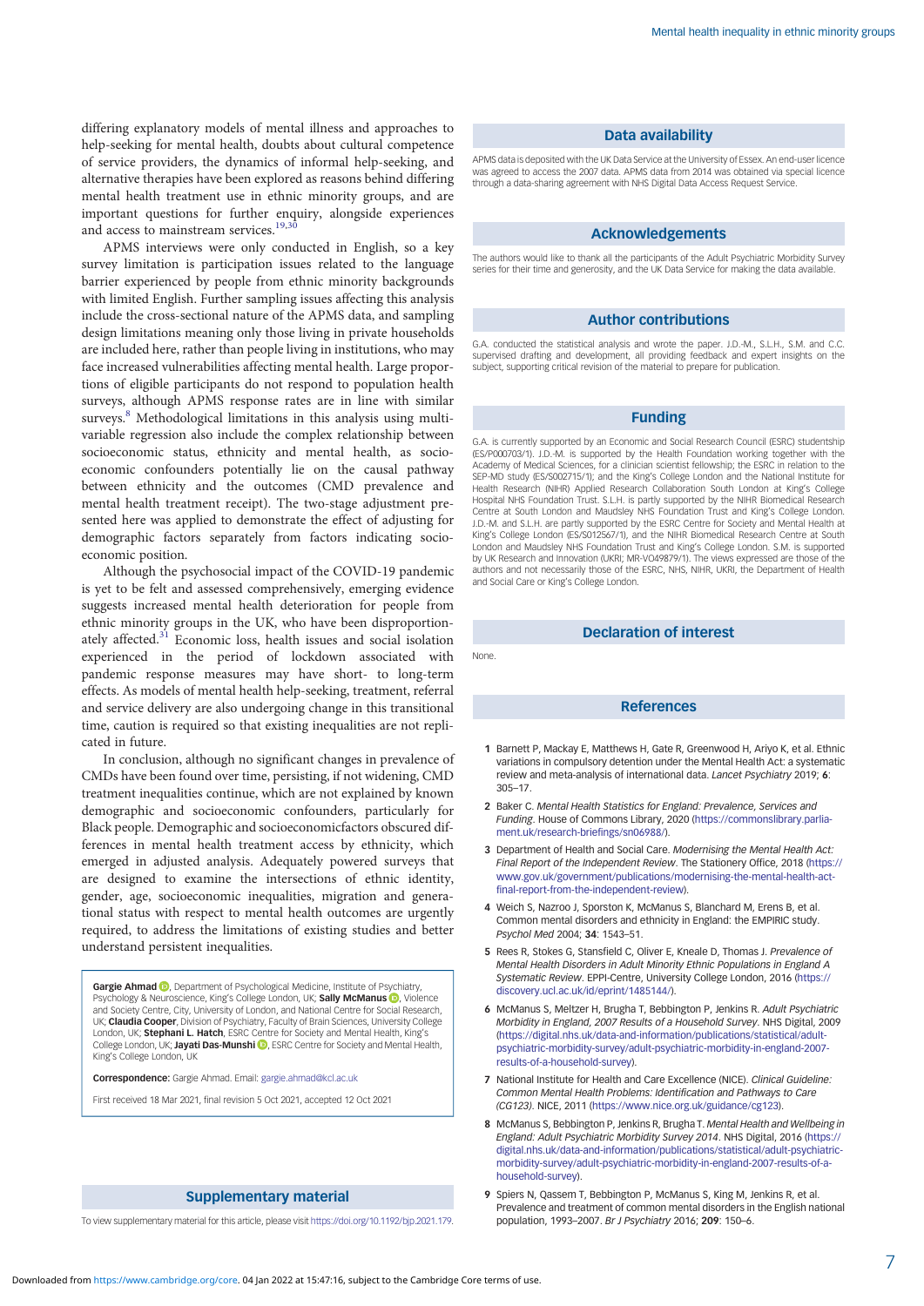differing explanatory models of mental illness and approaches to help-seeking for mental health, doubts about cultural competence of service providers, the dynamics of informal help-seeking, and alternative therapies have been explored as reasons behind differing mental health treatment use in ethnic minority groups, and are important questions for further enquiry, alongside experiences and access to mainstream services.[19,30]

APMS interviews were only conducted in English, so a key survey limitation is participation issues related to the language barrier experienced by people from ethnic minority backgrounds with limited English. Further sampling issues affecting this analysis include the cross-sectional nature of the APMS data, and sampling design limitations meaning only those living in private households are included here, rather than people living in institutions, who may face increased vulnerabilities affecting mental health. Large proportions of eligible participants do not respond to population health surveys, although APMS response rates are in line with similar surveys.[8] Methodological limitations in this analysis using multivariable regression also include the complex relationship between socioeconomic status, ethnicity and mental health, as socioeconomic confounders potentially lie on the causal pathway between ethnicity and the outcomes (CMD prevalence and mental health treatment receipt). The two-stage adjustment presented here was applied to demonstrate the effect of adjusting for demographic factors separately from factors indicating socioeconomic position.

Although the psychosocial impact of the COVID-19 pandemic is yet to be felt and assessed comprehensively, emerging evidence suggests increased mental health deterioration for people from ethnic minority groups in the UK, who have been disproportionately affected.[31] Economic loss, health issues and social isolation experienced in the period of lockdown associated with pandemic response measures may have short- to long-term effects. As models of mental health help-seeking, treatment, referral and service delivery are also undergoing change in this transitional time, caution is required so that existing inequalities are not replicated in future.

In conclusion, although no significant changes in prevalence of CMDs have been found over time, persisting, if not widening, CMD treatment inequalities continue, which are not explained by known demographic and socioeconomic confounders, particularly for Black people. Demographic and socioeconomicfactors obscured differences in mental health treatment access by ethnicity, which emerged in adjusted analysis. Adequately powered surveys that are designed to examine the intersections of ethnic identity, gender, age, socioeconomic inequalities, migration and generational status with respect to mental health outcomes are urgently required, to address the limitations of existing studies and better understand persistent inequalities.

**Gargie Ahmad**, Department of Psychological Medicine, Institute of Psychiatry, Psychology & Neuroscience, King's College London, UK; **Sally McManus**, Violence and Society Centre, City, University of London, and National Centre for Social Research, UK; **Claudia Cooper**, Division of Psychiatry, Faculty of Brain Sciences, University College London, UK; **Stephani L. Hatch**, ESRC Centre for Society and Mental Health, King's College London, UK; **Jayati Das-Munshi**, ESRC Centre for Society and Mental Health, King's College London, UK

**Correspondence:** Gargie Ahmad. Email: gargie.ahmad@kcl.ac.uk

First received 18 Mar 2021, final revision 5 Oct 2021, accepted 12 Oct 2021

## Supplementary material

To view supplementary material for this article, please visit https://doi.org/10.1192/bjp.2021.179.

## Data availability

APMS data is deposited with the UK Data Service at the University of Essex. An end-user licence was agreed to access the 2007 data. APMS data from 2014 was obtained via special licence through a data-sharing agreement with NHS Digital Data Access Request Service.

## Acknowledgements

The authors would like to thank all the participants of the Adult Psychiatric Morbidity Survey series for their time and generosity, and the UK Data Service for making the data available.

## Author contributions

G.A. conducted the statistical analysis and wrote the paper. J.D.-M., S.L.H., S.M. and C.C. supervised drafting and development, all providing feedback and expert insights on the subject, supporting critical revision of the material to prepare for publication.

## Funding

G.A. is currently supported by an Economic and Social Research Council (ESRC) studentship (ES/P000703/1). J.D.-M. is supported by the Health Foundation working together with the Academy of Medical Sciences, for a clinician scientist fellowship; the ESRC in relation to the SEP-MD study (ES/S002715/1); and the King's College London and the National Institute for Health Research (NIHR) Applied Research Collaboration South London at King's College Hospital NHS Foundation Trust. S.L.H. is partly supported by the NIHR Biomedical Research Centre at South London and Maudsley NHS Foundation Trust and King's College London. J.D.-M. and S.L.H. are partly supported by the ESRC Centre for Society and Mental Health at King's College London (ES/S012567/1), and the NIHR Biomedical Research Centre at South London and Maudsley NHS Foundation Trust and King's College London. S.M. is supported by UK Research and Innovation (UKRI; MR-V049879/1). The views expressed are those of the authors and not necessarily those of the ESRC, NHS, NIHR, UKRI, the Department of Health and Social Care or King's College London.

## Declaration of interest

None.

## References

1 Barnett P, Mackay E, Matthews H, Gate R, Greenwood H, Ariyo K, et al. Ethnic variations in compulsory detention under the Mental Health Act: a systematic review and meta-analysis of international data. *Lancet Psychiatry* 2019; **6**: 305–17.

2 Baker C. *Mental Health Statistics for England: Prevalence, Services and Funding*. House of Commons Library, 2020 (https://commonslibrary.parliament.uk/research-briefings/sn06988/).

3 Department of Health and Social Care. *Modernising the Mental Health Act: Final Report of the Independent Review*. The Stationery Office, 2018 (https://www.gov.uk/government/publications/modernising-the-mental-health-act-final-report-from-the-independent-review).

4 Weich S, Nazroo J, Sproston K, McManus S, Blanchard M, Erens B, et al. Common mental disorders and ethnicity in England: the EMPIRIC study. *Psychol Med* 2004; **34**: 1543–51.

5 Rees R, Stokes G, Stansfield C, Oliver E, Kneale D, Thomas J. *Prevalence of Mental Health Disorders in Adult Minority Ethnic Populations in England A Systematic Review*. EPPI-Centre, University College London, 2016 (https://discovery.ucl.ac.uk/id/eprint/1485144/).

6 McManus S, Meltzer H, Brugha T, Bebbington P, Jenkins R. *Adult Psychiatric Morbidity in England, 2007 Results of a Household Survey*. NHS Digital, 2009 (https://digital.nhs.uk/data-and-information/publications/statistical/adult-psychiatric-morbidity-survey/adult-psychiatric-morbidity-in-england-2007-results-of-a-household-survey).

7 National Institute for Health and Care Excellence (NICE). *Clinical Guideline: Common Mental Health Problems: Identification and Pathways to Care (CG123)*. NICE, 2011 (https://www.nice.org.uk/guidance/cg123).

8 McManus S, Bebbington P, Jenkins R, Brugha T. *Mental Health and Wellbeing in England: Adult Psychiatric Morbidity Survey 2014*. NHS Digital, 2016 (https://digital.nhs.uk/data-and-information/publications/statistical/adult-psychiatric-morbidity-survey/adult-psychiatric-morbidity-in-england-2007-results-of-a-household-survey).

9 Spiers N, Qassem T, Bebbington P, McManus S, King M, Jenkins R, et al. Prevalence and treatment of common mental disorders in the English national population, 1993–2007. *Br J Psychiatry* 2016; **209**: 150–6.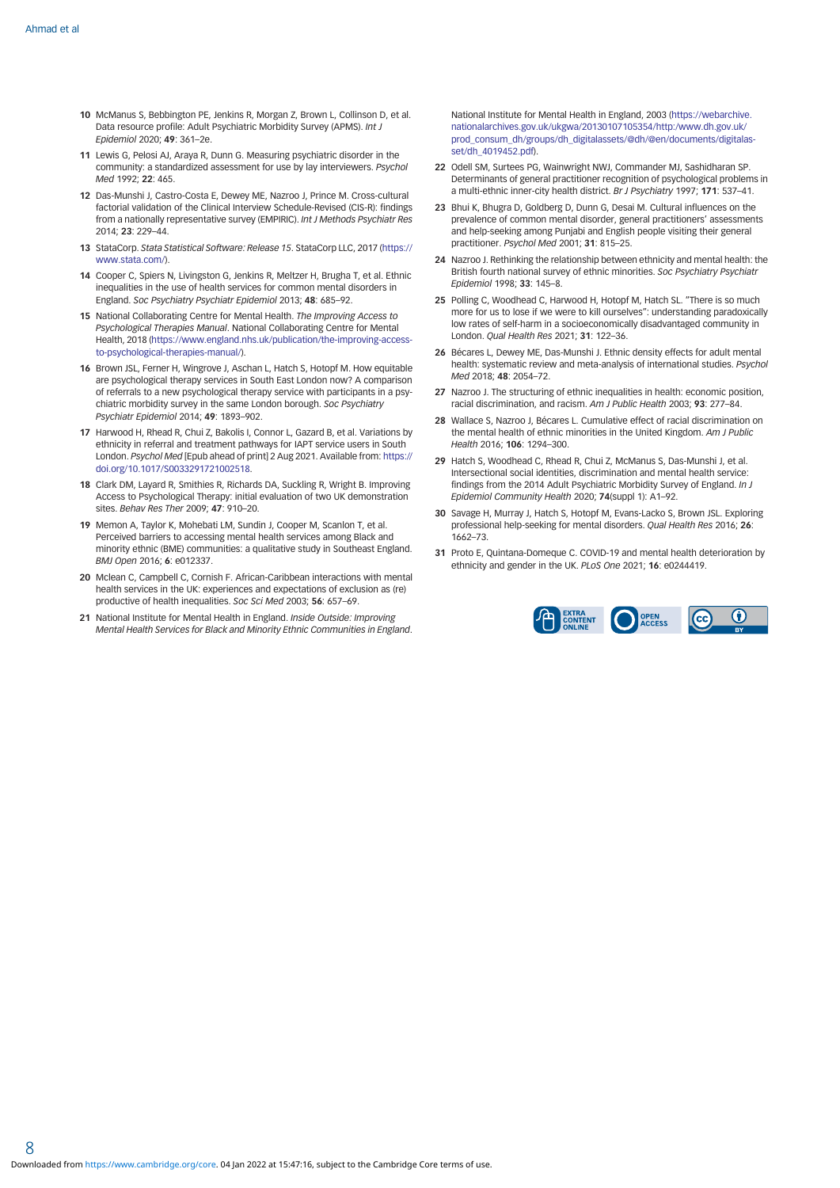10 McManus S, Bebbington PE, Jenkins R, Morgan Z, Brown L, Collinson D, et al. Data resource profile: Adult Psychiatric Morbidity Survey (APMS). *Int J Epidemiol* 2020; **49**: 361–2e.

11 Lewis G, Pelosi AJ, Araya R, Dunn G. Measuring psychiatric disorder in the community: a standardized assessment for use by lay interviewers. *Psychol Med* 1992; **22**: 465.

12 Das-Munshi J, Castro-Costa E, Dewey ME, Nazroo J, Prince M. Cross-cultural factorial validation of the Clinical Interview Schedule-Revised (CIS-R): findings from a nationally representative survey (EMPIRIC). *Int J Methods Psychiatr Res* 2014; **23**: 229–44.

13 StataCorp. *Stata Statistical Software: Release 15*. StataCorp LLC, 2017 (https://www.stata.com/).

14 Cooper C, Spiers N, Livingston G, Jenkins R, Meltzer H, Brugha T, et al. Ethnic inequalities in the use of health services for common mental disorders in England. *Soc Psychiatry Psychiatr Epidemiol* 2013; **48**: 685–92.

15 National Collaborating Centre for Mental Health. *The Improving Access to Psychological Therapies Manual*. National Collaborating Centre for Mental Health, 2018 (https://www.england.nhs.uk/publication/the-improving-access-to-psychological-therapies-manual/).

16 Brown JSL, Ferner H, Wingrove J, Aschan L, Hatch S, Hotopf M. How equitable are psychological therapy services in South East London now? A comparison of referrals to a new psychological therapy service with participants in a psychiatric morbidity survey in the same London borough. *Soc Psychiatry Psychiatr Epidemiol* 2014; **49**: 1893–902.

17 Harwood H, Rhead R, Chui Z, Bakolis I, Connor L, Gazard B, et al. Variations by ethnicity in referral and treatment pathways for IAPT service users in South London. *Psychol Med* [Epub ahead of print] 2 Aug 2021. Available from: https://doi.org/10.1017/S0033291721002518.

18 Clark DM, Layard R, Smithies R, Richards DA, Suckling R, Wright B. Improving Access to Psychological Therapy: initial evaluation of two UK demonstration sites. *Behav Res Ther* 2009; **47**: 910–20.

19 Memon A, Taylor K, Mohebati LM, Sundin J, Cooper M, Scanlon T, et al. Perceived barriers to accessing mental health services among Black and minority ethnic (BME) communities: a qualitative study in Southeast England. *BMJ Open* 2016; **6**: e012337.

20 Mclean C, Campbell C, Cornish F. African-Caribbean interactions with mental health services in the UK: experiences and expectations of exclusion as (re) productive of health inequalities. *Soc Sci Med* 2003; **56**: 657–69.

21 National Institute for Mental Health in England. *Inside Outside: Improving Mental Health Services for Black and Minority Ethnic Communities in England*. National Institute for Mental Health in England, 2003 (https://webarchive.nationalarchives.gov.uk/ukgwa/20130107105354/http:/www.dh.gov.uk/prod_consum_dh/groups/dh_digitalassets/@dh/@en/documents/digitalasset/dh_4019452.pdf).

22 Odell SM, Surtees PG, Wainwright NWJ, Commander MJ, Sashidharan SP. Determinants of general practitioner recognition of psychological problems in a multi-ethnic inner-city health district. *Br J Psychiatry* 1997; **171**: 537–41.

23 Bhui K, Bhugra D, Goldberg D, Dunn G, Desai M. Cultural influences on the prevalence of common mental disorder, general practitioners' assessments and help-seeking among Punjabi and English people visiting their general practitioner. *Psychol Med* 2001; **31**: 815–25.

24 Nazroo J. Rethinking the relationship between ethnicity and mental health: the British fourth national survey of ethnic minorities. *Soc Psychiatry Psychiatr Epidemiol* 1998; **33**: 145–8.

25 Polling C, Woodhead C, Harwood H, Hotopf M, Hatch SL. "There is so much more for us to lose if we were to kill ourselves": understanding paradoxically low rates of self-harm in a socioeconomically disadvantaged community in London. *Qual Health Res* 2021; **31**: 122–36.

26 Bécares L, Dewey ME, Das-Munshi J. Ethnic density effects for adult mental health: systematic review and meta-analysis of international studies. *Psychol Med* 2018; **48**: 2054–72.

27 Nazroo J. The structuring of ethnic inequalities in health: economic position, racial discrimination, and racism. *Am J Public Health* 2003; **93**: 277–84.

28 Wallace S, Nazroo J, Bécares L. Cumulative effect of racial discrimination on the mental health of ethnic minorities in the United Kingdom. *Am J Public Health* 2016; **106**: 1294–300.

29 Hatch S, Woodhead C, Rhead R, Chui Z, McManus S, Das-Munshi J, et al. Intersectional social identities, discrimination and mental health service: findings from the 2014 Adult Psychiatric Morbidity Survey of England. *In J Epidemiol Community Health* 2020; **74**(suppl 1): A1–92.

30 Savage H, Murray J, Hatch S, Hotopf M, Evans-Lacko S, Brown JSL. Exploring professional help-seeking for mental disorders. *Qual Health Res* 2016; **26**: 1662–73.

31 Proto E, Quintana-Domeque C. COVID-19 and mental health deterioration by ethnicity and gender in the UK. *PLoS One* 2021; **16**: e0244419.